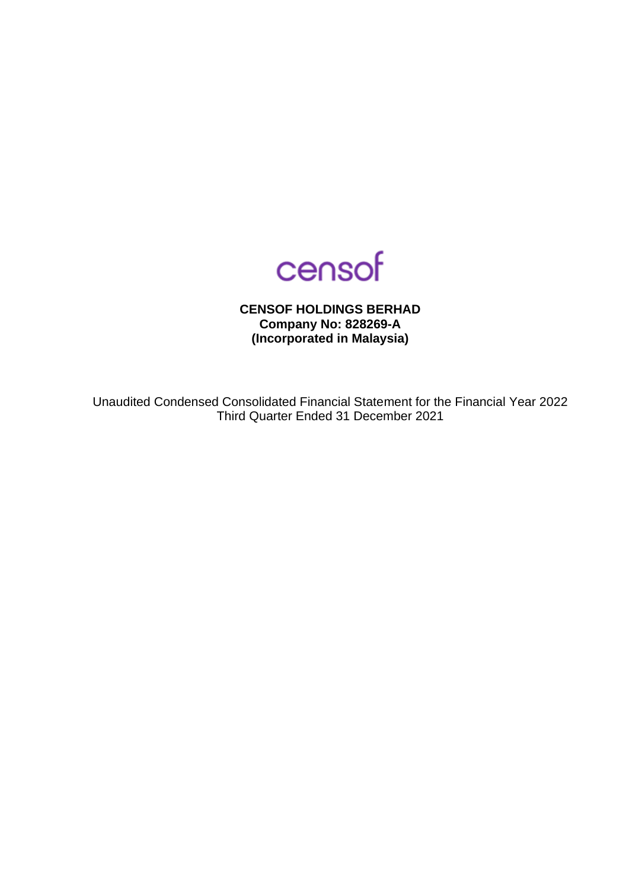censof

**CENSOF HOLDINGS BERHAD**
**Company No: 828269-A**
**(Incorporated in Malaysia)**

Unaudited Condensed Consolidated Financial Statement for the Financial Year 2022
Third Quarter Ended 31 December 2021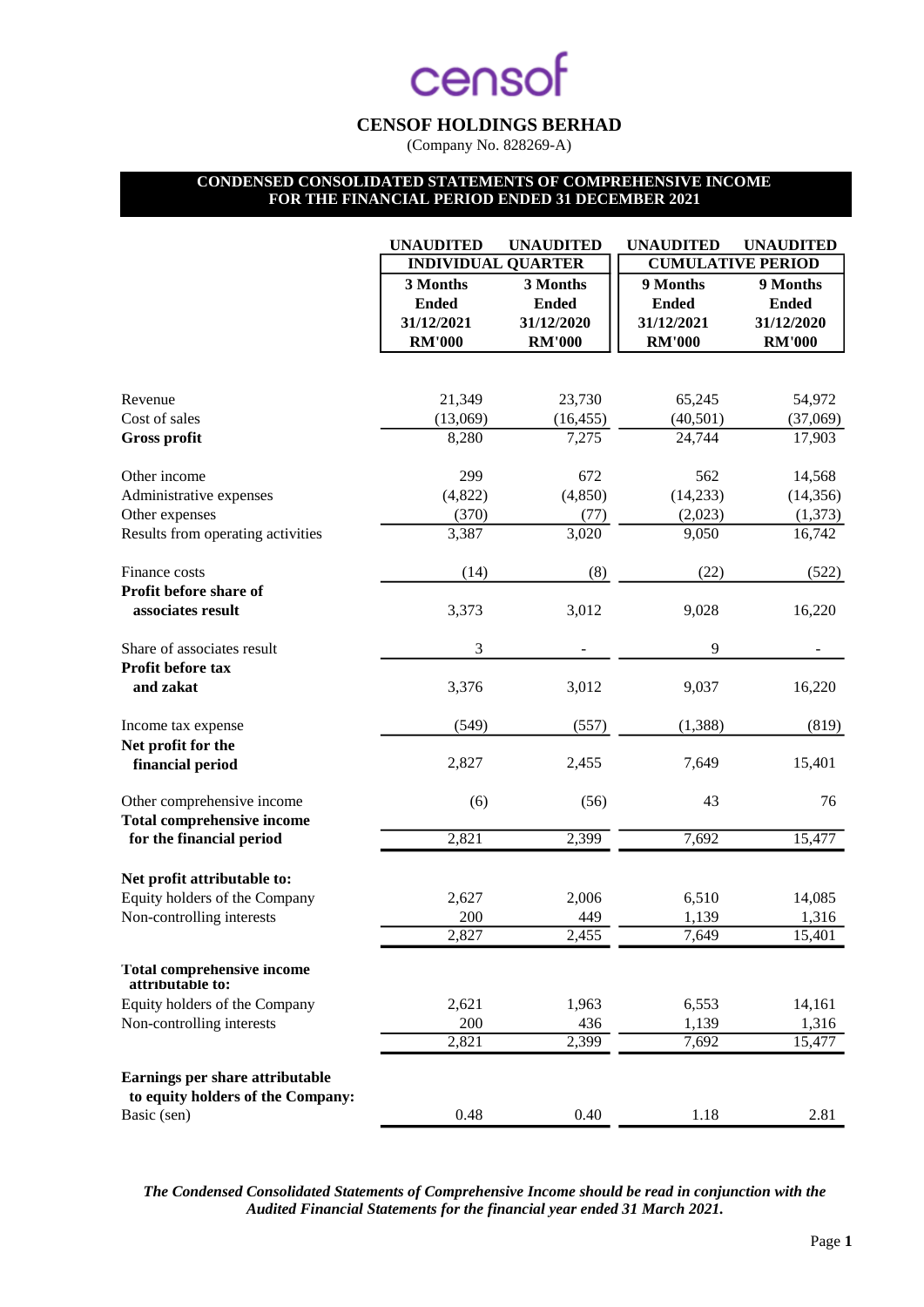censof

# CENSOF HOLDINGS BERHAD

(Company No. 828269-A)

## CONDENSED CONSOLIDATED STATEMENTS OF COMPREHENSIVE INCOME FOR THE FINANCIAL PERIOD ENDED 31 DECEMBER 2021

| | UNAUDITED | UNAUDITED | UNAUDITED | UNAUDITED |
|---|---|---|---|---|
| | INDIVIDUAL QUARTER | | CUMULATIVE PERIOD | |
| | 3 Months Ended 31/12/2021 RM'000 | 3 Months Ended 31/12/2020 RM'000 | 9 Months Ended 31/12/2021 RM'000 | 9 Months Ended 31/12/2020 RM'000 |
| Revenue | 21,349 | 23,730 | 65,245 | 54,972 |
| Cost of sales | (13,069) | (16,455) | (40,501) | (37,069) |
| **Gross profit** | 8,280 | 7,275 | 24,744 | 17,903 |
| Other income | 299 | 672 | 562 | 14,568 |
| Administrative expenses | (4,822) | (4,850) | (14,233) | (14,356) |
| Other expenses | (370) | (77) | (2,023) | (1,373) |
| Results from operating activities | 3,387 | 3,020 | 9,050 | 16,742 |
| Finance costs | (14) | (8) | (22) | (522) |
| **Profit before share of associates result** | 3,373 | 3,012 | 9,028 | 16,220 |
| Share of associates result | 3 | - | 9 | - |
| **Profit before tax and zakat** | 3,376 | 3,012 | 9,037 | 16,220 |
| Income tax expense | (549) | (557) | (1,388) | (819) |
| **Net profit for the financial period** | 2,827 | 2,455 | 7,649 | 15,401 |
| Other comprehensive income | (6) | (56) | 43 | 76 |
| **Total comprehensive income for the financial period** | 2,821 | 2,399 | 7,692 | 15,477 |
| **Net profit attributable to:** | | | | |
| Equity holders of the Company | 2,627 | 2,006 | 6,510 | 14,085 |
| Non-controlling interests | 200 | 449 | 1,139 | 1,316 |
| | 2,827 | 2,455 | 7,649 | 15,401 |
| **Total comprehensive income attributable to:** | | | | |
| Equity holders of the Company | 2,621 | 1,963 | 6,553 | 14,161 |
| Non-controlling interests | 200 | 436 | 1,139 | 1,316 |
| | 2,821 | 2,399 | 7,692 | 15,477 |
| **Earnings per share attributable to equity holders of the Company:** | | | | |
| Basic (sen) | 0.48 | 0.40 | 1.18 | 2.81 |

***The Condensed Consolidated Statements of Comprehensive Income should be read in conjunction with the Audited Financial Statements for the financial year ended 31 March 2021.***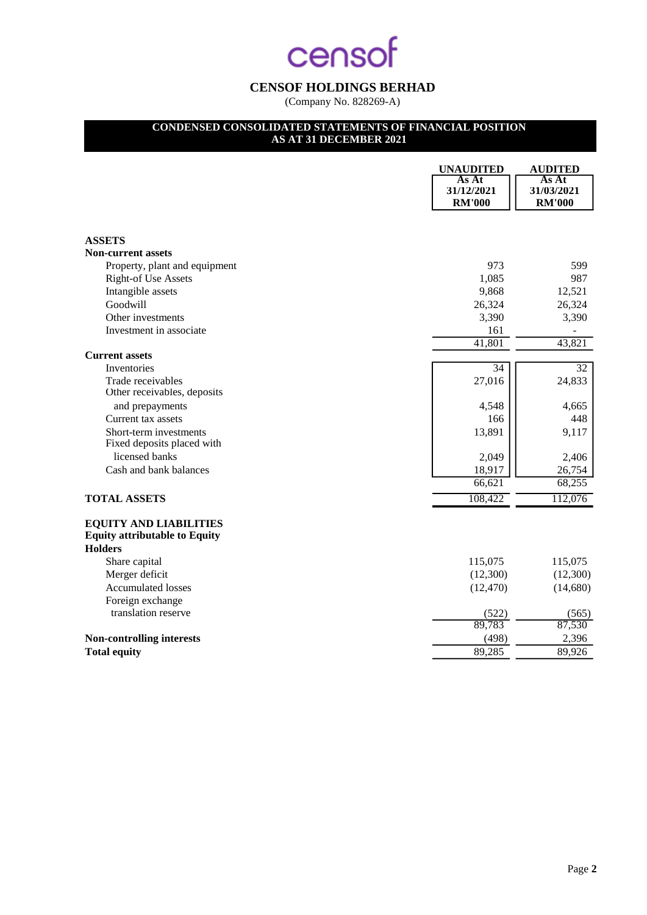censof

# CENSOF HOLDINGS BERHAD

(Company No. 828269-A)

## CONDENSED CONSOLIDATED STATEMENTS OF FINANCIAL POSITION AS AT 31 DECEMBER 2021

| | UNAUDITED As At 31/12/2021 RM'000 | AUDITED As At 31/03/2021 RM'000 |
|---|---|---|
| **ASSETS** | | |
| **Non-current assets** | | |
| Property, plant and equipment | 973 | 599 |
| Right-of Use Assets | 1,085 | 987 |
| Intangible assets | 9,868 | 12,521 |
| Goodwill | 26,324 | 26,324 |
| Other investments | 3,390 | 3,390 |
| Investment in associate | 161 | - |
| | 41,801 | 43,821 |
| **Current assets** | | |
| Inventories | 34 | 32 |
| Trade receivables | 27,016 | 24,833 |
| Other receivables, deposits and prepayments | 4,548 | 4,665 |
| Current tax assets | 166 | 448 |
| Short-term investments | 13,891 | 9,117 |
| Fixed deposits placed with licensed banks | 2,049 | 2,406 |
| Cash and bank balances | 18,917 | 26,754 |
| | 66,621 | 68,255 |
| **TOTAL ASSETS** | 108,422 | 112,076 |
| **EQUITY AND LIABILITIES** | | |
| **Equity attributable to Equity Holders** | | |
| Share capital | 115,075 | 115,075 |
| Merger deficit | (12,300) | (12,300) |
| Accumulated losses | (12,470) | (14,680) |
| Foreign exchange translation reserve | (522) | (565) |
| | 89,783 | 87,530 |
| **Non-controlling interests** | (498) | 2,396 |
| **Total equity** | 89,285 | 89,926 |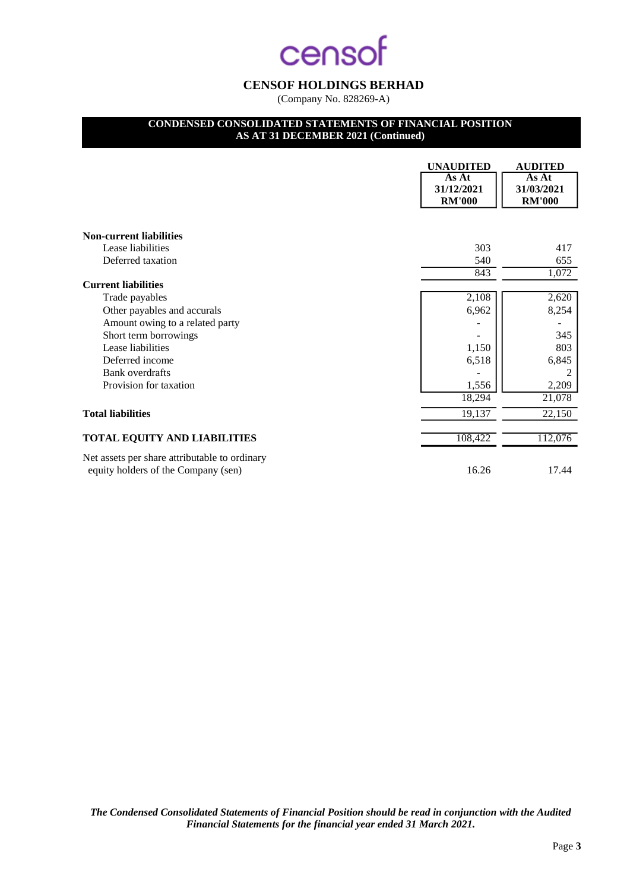censof

# CENSOF HOLDINGS BERHAD

(Company No. 828269-A)

## CONDENSED CONSOLIDATED STATEMENTS OF FINANCIAL POSITION AS AT 31 DECEMBER 2021 (Continued)

| | UNAUDITED<br>As At<br>31/12/2021<br>RM'000 | AUDITED<br>As At<br>31/03/2021<br>RM'000 |
|---|---|---|
| **Non-current liabilities** | | |
| Lease liabilities | 303 | 417 |
| Deferred taxation | 540 | 655 |
| | 843 | 1,072 |
| **Current liabilities** | | |
| Trade payables | 2,108 | 2,620 |
| Other payables and accurals | 6,962 | 8,254 |
| Amount owing to a related party | - | - |
| Short term borrowings | - | 345 |
| Lease liabilities | 1,150 | 803 |
| Deferred income | 6,518 | 6,845 |
| Bank overdrafts | - | 2 |
| Provision for taxation | 1,556 | 2,209 |
| | 18,294 | 21,078 |
| **Total liabilities** | 19,137 | 22,150 |
| **TOTAL EQUITY AND LIABILITIES** | 108,422 | 112,076 |
| Net assets per share attributable to ordinary equity holders of the Company (sen) | 16.26 | 17.44 |

***The Condensed Consolidated Statements of Financial Position should be read in conjunction with the Audited Financial Statements for the financial year ended 31 March 2021.***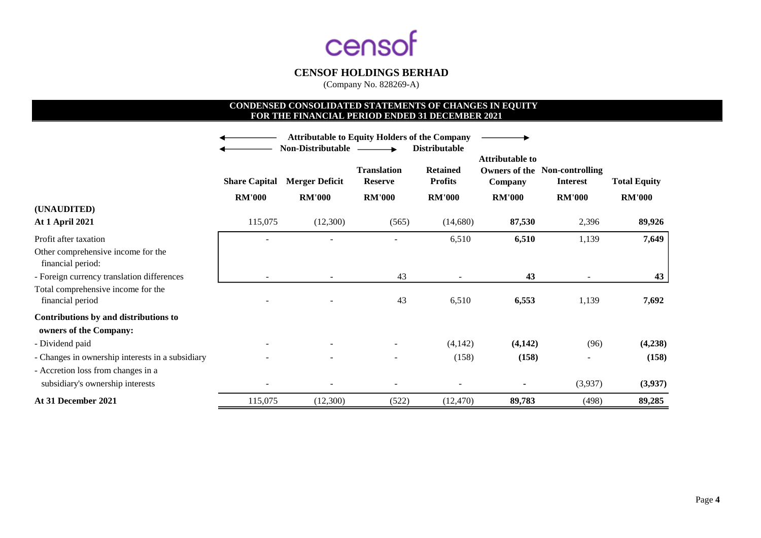censof

# CENSOF HOLDINGS BERHAD

(Company No. 828269-A)

## CONDENSED CONSOLIDATED STATEMENTS OF CHANGES IN EQUITY FOR THE FINANCIAL PERIOD ENDED 31 DECEMBER 2021

| | Attributable to Equity Holders of the Company | | | | | | |
|---|---|---|---|---|---|---|---|
| | Non-Distributable | | | Distributable | | | |
| | Share Capital | Merger Deficit | Translation Reserve | Retained Profits | Attributable to Owners of the Company | Non-controlling Interest | Total Equity |
| | RM'000 | RM'000 | RM'000 | RM'000 | RM'000 | RM'000 | RM'000 |
| **(UNAUDITED)** | | | | | | | |
| **At 1 April 2021** | 115,075 | (12,300) | (565) | (14,680) | **87,530** | 2,396 | **89,926** |
| Profit after taxation | - | - | - | 6,510 | **6,510** | 1,139 | **7,649** |
| Other comprehensive income for the financial period: | | | | | | | |
| - Foreign currency translation differences | - | - | 43 | - | **43** | - | **43** |
| Total comprehensive income for the financial period | - | - | 43 | 6,510 | **6,553** | 1,139 | **7,692** |
| **Contributions by and distributions to owners of the Company:** | | | | | | | |
| - Dividend paid | - | - | - | (4,142) | **(4,142)** | (96) | **(4,238)** |
| - Changes in ownership interests in a subsidiary | - | - | - | (158) | **(158)** | - | **(158)** |
| - Accretion loss from changes in a subsidiary's ownership interests | - | - | - | - | **-** | (3,937) | **(3,937)** |
| **At 31 December 2021** | 115,075 | (12,300) | (522) | (12,470) | **89,783** | (498) | **89,285** |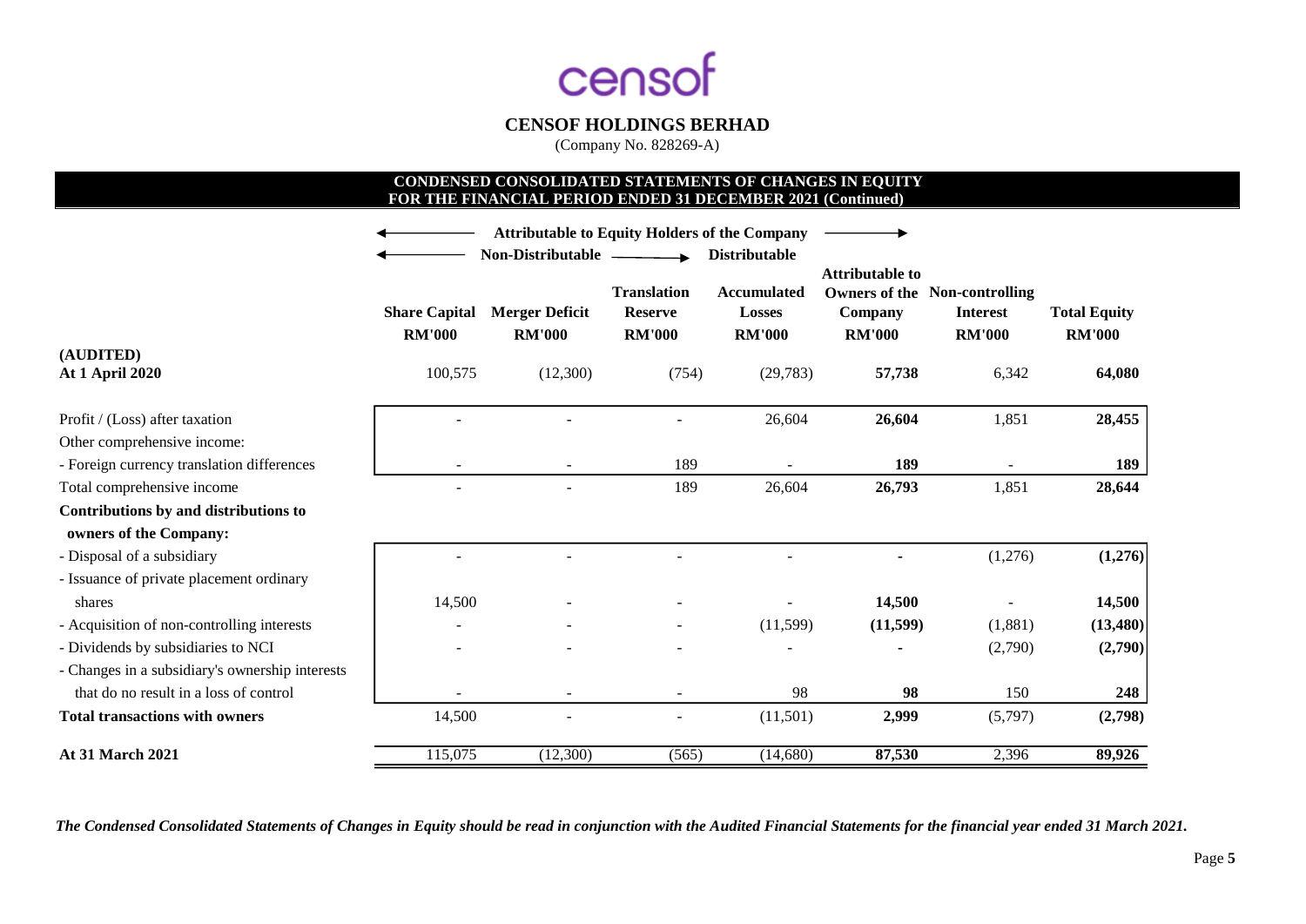# CENSOF HOLDINGS BERHAD

(Company No. 828269-A)

## CONDENSED CONSOLIDATED STATEMENTS OF CHANGES IN EQUITY FOR THE FINANCIAL PERIOD ENDED 31 DECEMBER 2021 (Continued)

| | Attributable to Equity Holders of the Company | | | | | | |
|---|---|---|---|---|---|---|---|
| | Non-Distributable | | | Distributable | | | |
| | **Share Capital** | **Merger Deficit** | **Translation Reserve** | **Accumulated Losses** | **Attributable to Owners of the Company** | **Non-controlling Interest** | **Total Equity** |
| | **RM'000** | **RM'000** | **RM'000** | **RM'000** | **RM'000** | **RM'000** | **RM'000** |
| **(AUDITED)** | | | | | | | |
| **At 1 April 2020** | 100,575 | (12,300) | (754) | (29,783) | **57,738** | 6,342 | **64,080** |
| Profit / (Loss) after taxation | - | - | - | 26,604 | **26,604** | 1,851 | **28,455** |
| Other comprehensive income: | | | | | | | |
| - Foreign currency translation differences | - | - | 189 | - | **189** | - | **189** |
| Total comprehensive income | - | - | 189 | 26,604 | **26,793** | 1,851 | **28,644** |
| **Contributions by and distributions to owners of the Company:** | | | | | | | |
| - Disposal of a subsidiary | - | - | - | - | **-** | (1,276) | **(1,276)** |
| - Issuance of private placement ordinary shares | 14,500 | - | - | - | **14,500** | - | **14,500** |
| - Acquisition of non-controlling interests | - | - | - | (11,599) | **(11,599)** | (1,881) | **(13,480)** |
| - Dividends by subsidiaries to NCI | - | - | - | - | **-** | (2,790) | **(2,790)** |
| - Changes in a subsidiary's ownership interests that do no result in a loss of control | - | - | - | 98 | **98** | 150 | **248** |
| **Total transactions with owners** | 14,500 | - | - | (11,501) | **2,999** | (5,797) | **(2,798)** |
| **At 31 March 2021** | 115,075 | (12,300) | (565) | (14,680) | **87,530** | 2,396 | **89,926** |

*The Condensed Consolidated Statements of Changes in Equity should be read in conjunction with the Audited Financial Statements for the financial year ended 31 March 2021.*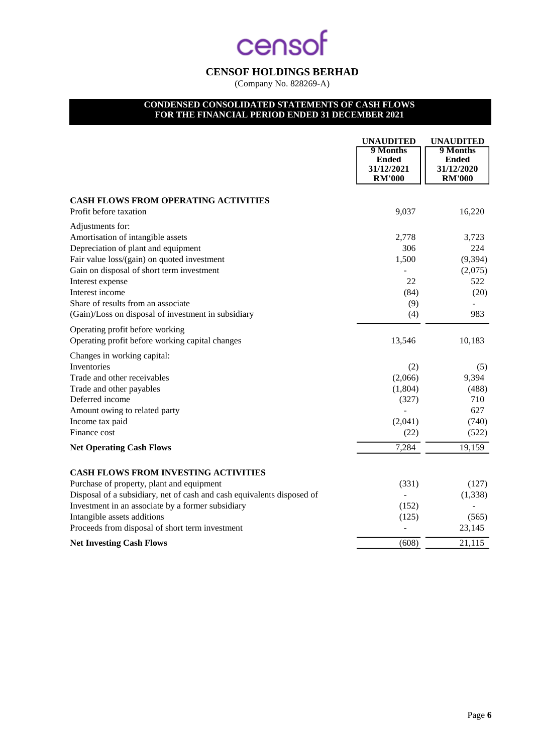censof

# CENSOF HOLDINGS BERHAD

(Company No. 828269-A)

## CONDENSED CONSOLIDATED STATEMENTS OF CASH FLOWS FOR THE FINANCIAL PERIOD ENDED 31 DECEMBER 2021

| | UNAUDITED 9 Months Ended 31/12/2021 RM'000 | UNAUDITED 9 Months Ended 31/12/2020 RM'000 |
|---|---|---|
| **CASH FLOWS FROM OPERATING ACTIVITIES** | | |
| Profit before taxation | 9,037 | 16,220 |
| Adjustments for: | | |
| Amortisation of intangible assets | 2,778 | 3,723 |
| Depreciation of plant and equipment | 306 | 224 |
| Fair value loss/(gain) on quoted investment | 1,500 | (9,394) |
| Gain on disposal of short term investment | - | (2,075) |
| Interest expense | 22 | 522 |
| Interest income | (84) | (20) |
| Share of results from an associate | (9) | - |
| (Gain)/Loss on disposal of investment in subsidiary | (4) | 983 |
| Operating profit before working | | |
| Operating profit before working capital changes | 13,546 | 10,183 |
| Changes in working capital: | | |
| Inventories | (2) | (5) |
| Trade and other receivables | (2,066) | 9,394 |
| Trade and other payables | (1,804) | (488) |
| Deferred income | (327) | 710 |
| Amount owing to related party | - | 627 |
| Income tax paid | (2,041) | (740) |
| Finance cost | (22) | (522) |
| **Net Operating Cash Flows** | 7,284 | 19,159 |
| **CASH FLOWS FROM INVESTING ACTIVITIES** | | |
| Purchase of property, plant and equipment | (331) | (127) |
| Disposal of a subsidiary, net of cash and cash equivalents disposed of | - | (1,338) |
| Investment in an associate by a former subsidiary | (152) | - |
| Intangible assets additions | (125) | (565) |
| Proceeds from disposal of short term investment | - | 23,145 |
| **Net Investing Cash Flows** | (608) | 21,115 |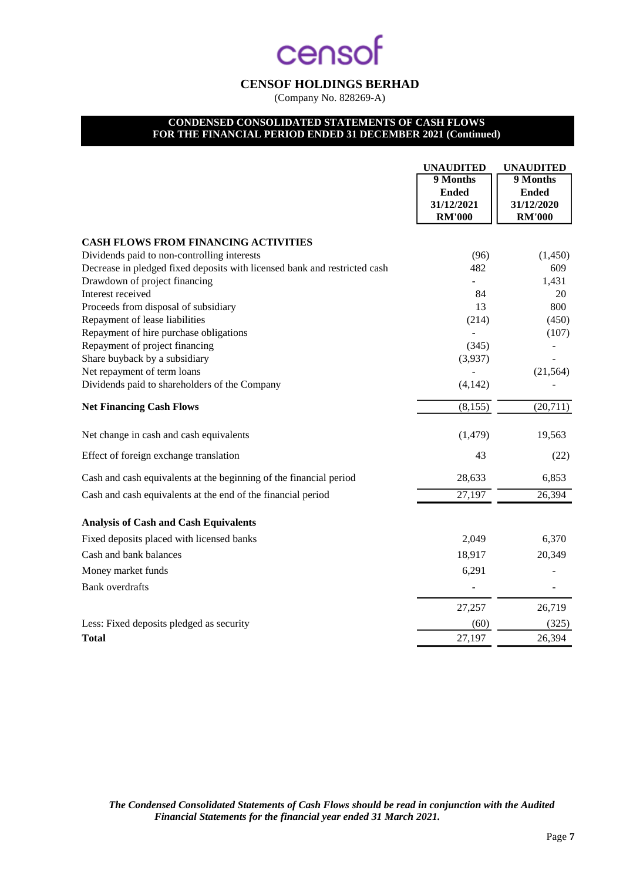# CENSOF HOLDINGS BERHAD

(Company No. 828269-A)

## CONDENSED CONSOLIDATED STATEMENTS OF CASH FLOWS FOR THE FINANCIAL PERIOD ENDED 31 DECEMBER 2021 (Continued)

| | UNAUDITED 9 Months Ended 31/12/2021 RM'000 | UNAUDITED 9 Months Ended 31/12/2020 RM'000 |
|---|---|---|
| **CASH FLOWS FROM FINANCING ACTIVITIES** | | |
| Dividends paid to non-controlling interests | (96) | (1,450) |
| Decrease in pledged fixed deposits with licensed bank and restricted cash | 482 | 609 |
| Drawdown of project financing | - | 1,431 |
| Interest received | 84 | 20 |
| Proceeds from disposal of subsidiary | 13 | 800 |
| Repayment of lease liabilities | (214) | (450) |
| Repayment of hire purchase obligations | - | (107) |
| Repayment of project financing | (345) | - |
| Share buyback by a subsidiary | (3,937) | - |
| Net repayment of term loans | - | (21,564) |
| Dividends paid to shareholders of the Company | (4,142) | - |
| **Net Financing Cash Flows** | (8,155) | (20,711) |
| Net change in cash and cash equivalents | (1,479) | 19,563 |
| Effect of foreign exchange translation | 43 | (22) |
| Cash and cash equivalents at the beginning of the financial period | 28,633 | 6,853 |
| Cash and cash equivalents at the end of the financial period | 27,197 | 26,394 |
| **Analysis of Cash and Cash Equivalents** | | |
| Fixed deposits placed with licensed banks | 2,049 | 6,370 |
| Cash and bank balances | 18,917 | 20,349 |
| Money market funds | 6,291 | - |
| Bank overdrafts | - | - |
| | 27,257 | 26,719 |
| Less: Fixed deposits pledged as security | (60) | (325) |
| **Total** | 27,197 | 26,394 |

*The Condensed Consolidated Statements of Cash Flows should be read in conjunction with the Audited Financial Statements for the financial year ended 31 March 2021.*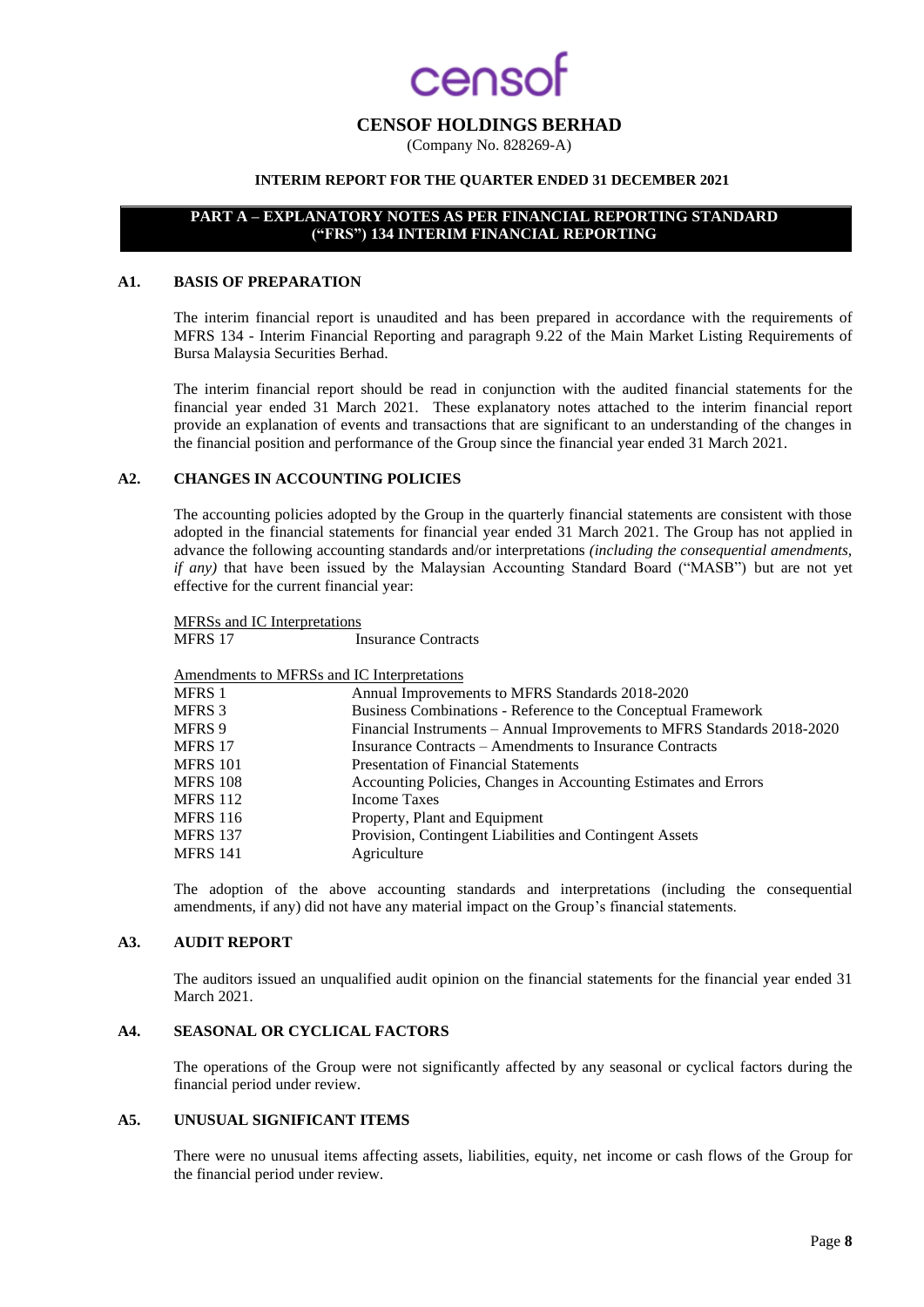# CENSOF HOLDINGS BERHAD

(Company No. 828269-A)

**INTERIM REPORT FOR THE QUARTER ENDED 31 DECEMBER 2021**

**PART A – EXPLANATORY NOTES AS PER FINANCIAL REPORTING STANDARD ("FRS") 134 INTERIM FINANCIAL REPORTING**

## A1. BASIS OF PREPARATION

The interim financial report is unaudited and has been prepared in accordance with the requirements of MFRS 134 - Interim Financial Reporting and paragraph 9.22 of the Main Market Listing Requirements of Bursa Malaysia Securities Berhad.

The interim financial report should be read in conjunction with the audited financial statements for the financial year ended 31 March 2021. These explanatory notes attached to the interim financial report provide an explanation of events and transactions that are significant to an understanding of the changes in the financial position and performance of the Group since the financial year ended 31 March 2021.

## A2. CHANGES IN ACCOUNTING POLICIES

The accounting policies adopted by the Group in the quarterly financial statements are consistent with those adopted in the financial statements for financial year ended 31 March 2021. The Group has not applied in advance the following accounting standards and/or interpretations *(including the consequential amendments, if any)* that have been issued by the Malaysian Accounting Standard Board ("MASB") but are not yet effective for the current financial year:

<u>MFRSs and IC Interpretations</u>

| | |
|---|---|
| MFRS 17 | Insurance Contracts |

<u>Amendments to MFRSs and IC Interpretations</u>

| | |
|---|---|
| MFRS 1 | Annual Improvements to MFRS Standards 2018-2020 |
| MFRS 3 | Business Combinations - Reference to the Conceptual Framework |
| MFRS 9 | Financial Instruments – Annual Improvements to MFRS Standards 2018-2020 |
| MFRS 17 | Insurance Contracts – Amendments to Insurance Contracts |
| MFRS 101 | Presentation of Financial Statements |
| MFRS 108 | Accounting Policies, Changes in Accounting Estimates and Errors |
| MFRS 112 | Income Taxes |
| MFRS 116 | Property, Plant and Equipment |
| MFRS 137 | Provision, Contingent Liabilities and Contingent Assets |
| MFRS 141 | Agriculture |

The adoption of the above accounting standards and interpretations (including the consequential amendments, if any) did not have any material impact on the Group's financial statements.

## A3. AUDIT REPORT

The auditors issued an unqualified audit opinion on the financial statements for the financial year ended 31 March 2021.

## A4. SEASONAL OR CYCLICAL FACTORS

The operations of the Group were not significantly affected by any seasonal or cyclical factors during the financial period under review.

## A5. UNUSUAL SIGNIFICANT ITEMS

There were no unusual items affecting assets, liabilities, equity, net income or cash flows of the Group for the financial period under review.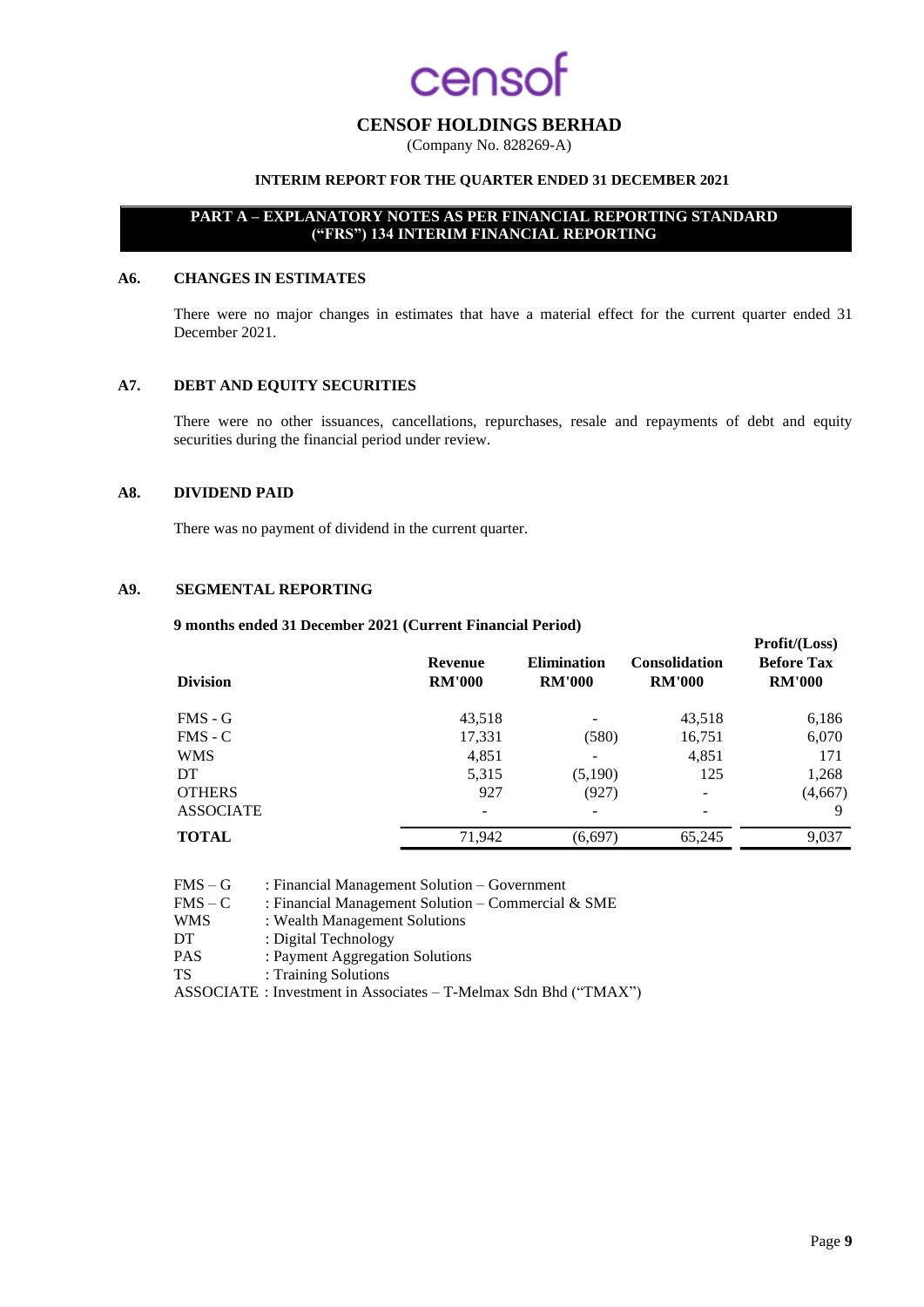# CENSOF HOLDINGS BERHAD

(Company No. 828269-A)

**INTERIM REPORT FOR THE QUARTER ENDED 31 DECEMBER 2021**

**PART A – EXPLANATORY NOTES AS PER FINANCIAL REPORTING STANDARD ("FRS") 134 INTERIM FINANCIAL REPORTING**

## A6. CHANGES IN ESTIMATES

There were no major changes in estimates that have a material effect for the current quarter ended 31 December 2021.

## A7. DEBT AND EQUITY SECURITIES

There were no other issuances, cancellations, repurchases, resale and repayments of debt and equity securities during the financial period under review.

## A8. DIVIDEND PAID

There was no payment of dividend in the current quarter.

## A9. SEGMENTAL REPORTING

**9 months ended 31 December 2021 (Current Financial Period)**

| Division | Revenue RM'000 | Elimination RM'000 | Consolidation RM'000 | Profit/(Loss) Before Tax RM'000 |
|---|---|---|---|---|
| FMS - G | 43,518 | - | 43,518 | 6,186 |
| FMS - C | 17,331 | (580) | 16,751 | 6,070 |
| WMS | 4,851 | - | 4,851 | 171 |
| DT | 5,315 | (5,190) | 125 | 1,268 |
| OTHERS | 927 | (927) | - | (4,667) |
| ASSOCIATE | - | - | - | 9 |
| **TOTAL** | 71,942 | (6,697) | 65,245 | 9,037 |

FMS – G : Financial Management Solution – Government
FMS – C : Financial Management Solution – Commercial & SME
WMS : Wealth Management Solutions
DT : Digital Technology
PAS : Payment Aggregation Solutions
TS : Training Solutions
ASSOCIATE : Investment in Associates – T-Melmax Sdn Bhd ("TMAX")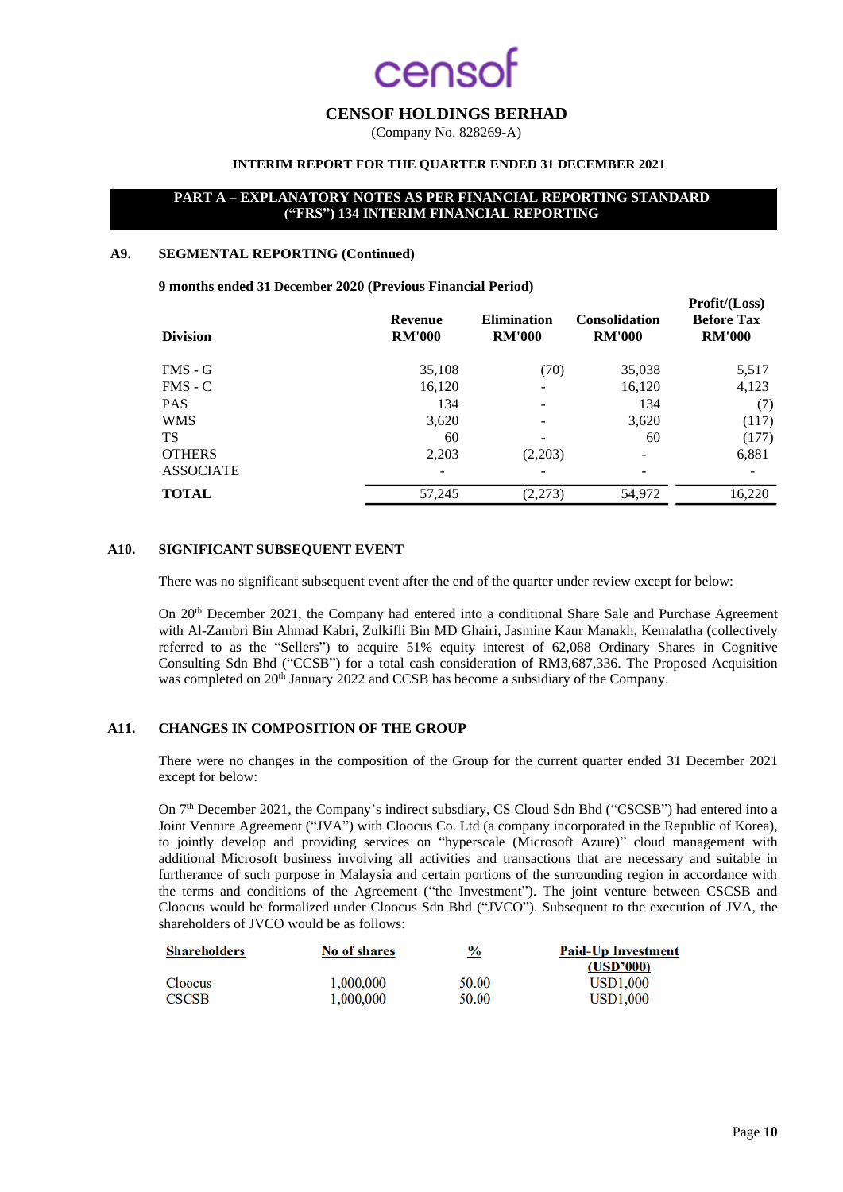**CENSOF HOLDINGS BERHAD**

(Company No. 828269-A)

**INTERIM REPORT FOR THE QUARTER ENDED 31 DECEMBER 2021**

**PART A – EXPLANATORY NOTES AS PER FINANCIAL REPORTING STANDARD ("FRS") 134 INTERIM FINANCIAL REPORTING**

## A9. SEGMENTAL REPORTING (Continued)

**9 months ended 31 December 2020 (Previous Financial Period)**

| Division | Revenue RM'000 | Elimination RM'000 | Consolidation RM'000 | Profit/(Loss) Before Tax RM'000 |
|---|---|---|---|---|
| FMS - G | 35,108 | (70) | 35,038 | 5,517 |
| FMS - C | 16,120 | - | 16,120 | 4,123 |
| PAS | 134 | - | 134 | (7) |
| WMS | 3,620 | - | 3,620 | (117) |
| TS | 60 | - | 60 | (177) |
| OTHERS | 2,203 | (2,203) | - | 6,881 |
| ASSOCIATE | - | - | - | - |
| **TOTAL** | 57,245 | (2,273) | 54,972 | 16,220 |

## A10. SIGNIFICANT SUBSEQUENT EVENT

There was no significant subsequent event after the end of the quarter under review except for below:

On 20th December 2021, the Company had entered into a conditional Share Sale and Purchase Agreement with Al-Zambri Bin Ahmad Kabri, Zulkifli Bin MD Ghairi, Jasmine Kaur Manakh, Kemalatha (collectively referred to as the "Sellers") to acquire 51% equity interest of 62,088 Ordinary Shares in Cognitive Consulting Sdn Bhd ("CCSB") for a total cash consideration of RM3,687,336. The Proposed Acquisition was completed on 20th January 2022 and CCSB has become a subsidiary of the Company.

## A11. CHANGES IN COMPOSITION OF THE GROUP

There were no changes in the composition of the Group for the current quarter ended 31 December 2021 except for below:

On 7th December 2021, the Company's indirect subsdiary, CS Cloud Sdn Bhd ("CSCSB") had entered into a Joint Venture Agreement ("JVA") with Cloocus Co. Ltd (a company incorporated in the Republic of Korea), to jointly develop and providing services on "hyperscale (Microsoft Azure)" cloud management with additional Microsoft business involving all activities and transactions that are necessary and suitable in furtherance of such purpose in Malaysia and certain portions of the surrounding region in accordance with the terms and conditions of the Agreement ("the Investment"). The joint venture between CSCSB and Cloocus would be formalized under Cloocus Sdn Bhd ("JVCO"). Subsequent to the execution of JVA, the shareholders of JVCO would be as follows:

| Shareholders | No of shares | % | Paid-Up Investment (USD'000) |
|---|---|---|---|
| Cloocus | 1,000,000 | 50.00 | USD1,000 |
| CSCSB | 1,000,000 | 50.00 | USD1,000 |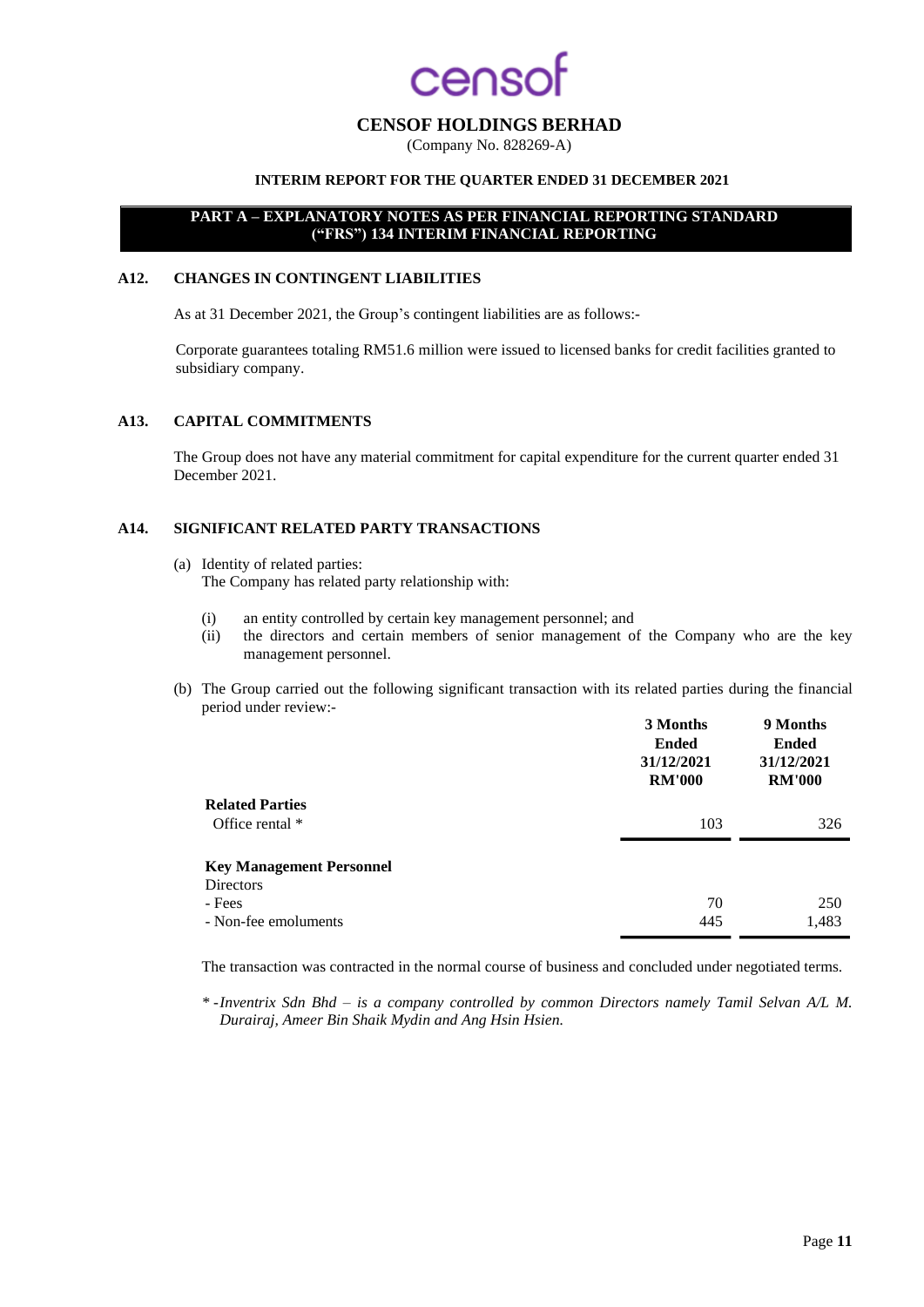## PART A – EXPLANATORY NOTES AS PER FINANCIAL REPORTING STANDARD ("FRS") 134 INTERIM FINANCIAL REPORTING

### A12. CHANGES IN CONTINGENT LIABILITIES

As at 31 December 2021, the Group's contingent liabilities are as follows:-

Corporate guarantees totaling RM51.6 million were issued to licensed banks for credit facilities granted to subsidiary company.

### A13. CAPITAL COMMITMENTS

The Group does not have any material commitment for capital expenditure for the current quarter ended 31 December 2021.

### A14. SIGNIFICANT RELATED PARTY TRANSACTIONS

(a) Identity of related parties:
The Company has related party relationship with:

- (i) an entity controlled by certain key management personnel; and
- (ii) the directors and certain members of senior management of the Company who are the key management personnel.

(b) The Group carried out the following significant transaction with its related parties during the financial period under review:-

| | 3 Months Ended 31/12/2021 RM'000 | 9 Months Ended 31/12/2021 RM'000 |
|---|---|---|
| **Related Parties** | | |
| Office rental * | 103 | 326 |
| **Key Management Personnel** | | |
| Directors | | |
| - Fees | 70 | 250 |
| - Non-fee emoluments | 445 | 1,483 |

The transaction was contracted in the normal course of business and concluded under negotiated terms.

* - *Inventrix Sdn Bhd – is a company controlled by common Directors namely Tamil Selvan A/L M. Durairaj, Ameer Bin Shaik Mydin and Ang Hsin Hsien.*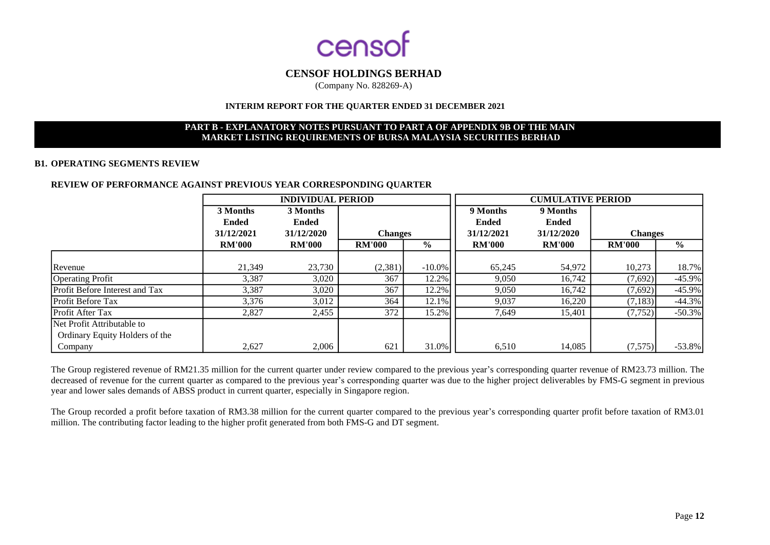censof

**CENSOF HOLDINGS BERHAD**

(Company No. 828269-A)

**INTERIM REPORT FOR THE QUARTER ENDED 31 DECEMBER 2021**

**PART B - EXPLANATORY NOTES PURSUANT TO PART A OF APPENDIX 9B OF THE MAIN MARKET LISTING REQUIREMENTS OF BURSA MALAYSIA SECURITIES BERHAD**

### B1. OPERATING SEGMENTS REVIEW

**REVIEW OF PERFORMANCE AGAINST PREVIOUS YEAR CORRESPONDING QUARTER**

| | INDIVIDUAL PERIOD | | | | CUMULATIVE PERIOD | | | |
|---|---|---|---|---|---|---|---|---|
| | 3 Months Ended 31/12/2021 | 3 Months Ended 31/12/2020 | Changes | | 9 Months Ended 31/12/2021 | 9 Months Ended 31/12/2020 | Changes | |
| | RM'000 | RM'000 | RM'000 | % | RM'000 | RM'000 | RM'000 | % |
| Revenue | 21,349 | 23,730 | (2,381) | -10.0% | 65,245 | 54,972 | 10,273 | 18.7% |
| Operating Profit | 3,387 | 3,020 | 367 | 12.2% | 9,050 | 16,742 | (7,692) | -45.9% |
| Profit Before Interest and Tax | 3,387 | 3,020 | 367 | 12.2% | 9,050 | 16,742 | (7,692) | -45.9% |
| Profit Before Tax | 3,376 | 3,012 | 364 | 12.1% | 9,037 | 16,220 | (7,183) | -44.3% |
| Profit After Tax | 2,827 | 2,455 | 372 | 15.2% | 7,649 | 15,401 | (7,752) | -50.3% |
| Net Profit Attributable to Ordinary Equity Holders of the Company | 2,627 | 2,006 | 621 | 31.0% | 6,510 | 14,085 | (7,575) | -53.8% |

The Group registered revenue of RM21.35 million for the current quarter under review compared to the previous year's corresponding quarter revenue of RM23.73 million. The decreased of revenue for the current quarter as compared to the previous year's corresponding quarter was due to the higher project deliverables by FMS-G segment in previous year and lower sales demands of ABSS product in current quarter, especially in Singapore region.

The Group recorded a profit before taxation of RM3.38 million for the current quarter compared to the previous year's corresponding quarter profit before taxation of RM3.01 million. The contributing factor leading to the higher profit generated from both FMS-G and DT segment.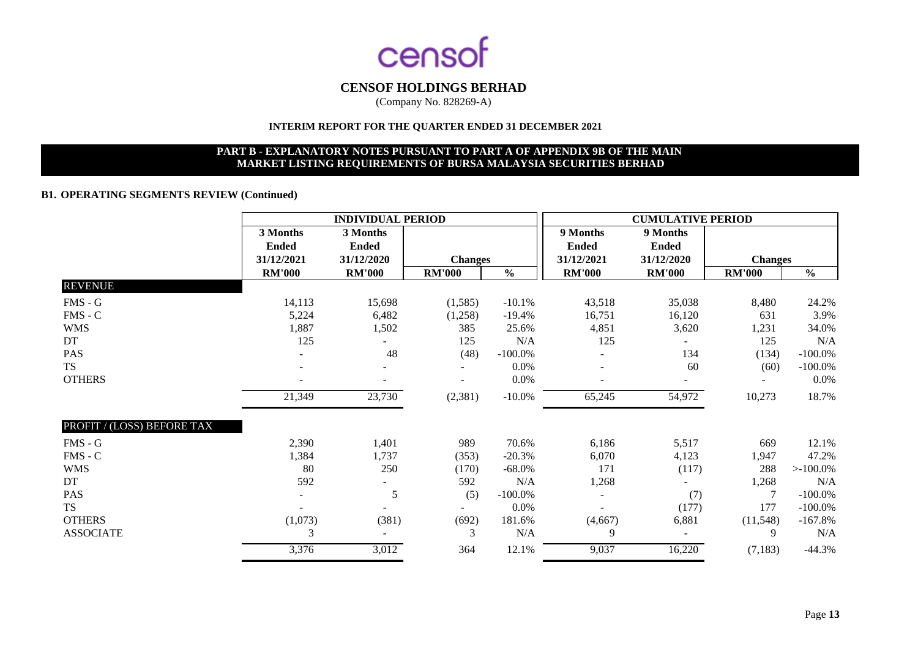# CENSOF HOLDINGS BERHAD

(Company No. 828269-A)

**INTERIM REPORT FOR THE QUARTER ENDED 31 DECEMBER 2021**

**PART B - EXPLANATORY NOTES PURSUANT TO PART A OF APPENDIX 9B OF THE MAIN MARKET LISTING REQUIREMENTS OF BURSA MALAYSIA SECURITIES BERHAD**

### B1. OPERATING SEGMENTS REVIEW (Continued)

| | INDIVIDUAL PERIOD | | | | CUMULATIVE PERIOD | | | |
|---|---|---|---|---|---|---|---|---|
| | 3 Months Ended 31/12/2021 | 3 Months Ended 31/12/2020 | Changes | | 9 Months Ended 31/12/2021 | 9 Months Ended 31/12/2020 | Changes | |
| | RM'000 | RM'000 | RM'000 | % | RM'000 | RM'000 | RM'000 | % |
| **REVENUE** | | | | | | | | |
| FMS - G | 14,113 | 15,698 | (1,585) | -10.1% | 43,518 | 35,038 | 8,480 | 24.2% |
| FMS - C | 5,224 | 6,482 | (1,258) | -19.4% | 16,751 | 16,120 | 631 | 3.9% |
| WMS | 1,887 | 1,502 | 385 | 25.6% | 4,851 | 3,620 | 1,231 | 34.0% |
| DT | 125 | - | 125 | N/A | 125 | - | 125 | N/A |
| PAS | - | 48 | (48) | -100.0% | - | 134 | (134) | -100.0% |
| TS | - | - | - | 0.0% | - | 60 | (60) | -100.0% |
| OTHERS | - | - | - | 0.0% | - | - | - | 0.0% |
| | 21,349 | 23,730 | (2,381) | -10.0% | 65,245 | 54,972 | 10,273 | 18.7% |
| **PROFIT / (LOSS) BEFORE TAX** | | | | | | | | |
| FMS - G | 2,390 | 1,401 | 989 | 70.6% | 6,186 | 5,517 | 669 | 12.1% |
| FMS - C | 1,384 | 1,737 | (353) | -20.3% | 6,070 | 4,123 | 1,947 | 47.2% |
| WMS | 80 | 250 | (170) | -68.0% | 171 | (117) | 288 | >-100.0% |
| DT | 592 | - | 592 | N/A | 1,268 | - | 1,268 | N/A |
| PAS | - | 5 | (5) | -100.0% | - | (7) | 7 | -100.0% |
| TS | - | - | - | 0.0% | - | (177) | 177 | -100.0% |
| OTHERS | (1,073) | (381) | (692) | 181.6% | (4,667) | 6,881 | (11,548) | -167.8% |
| ASSOCIATE | 3 | - | 3 | N/A | 9 | - | 9 | N/A |
| | 3,376 | 3,012 | 364 | 12.1% | 9,037 | 16,220 | (7,183) | -44.3% |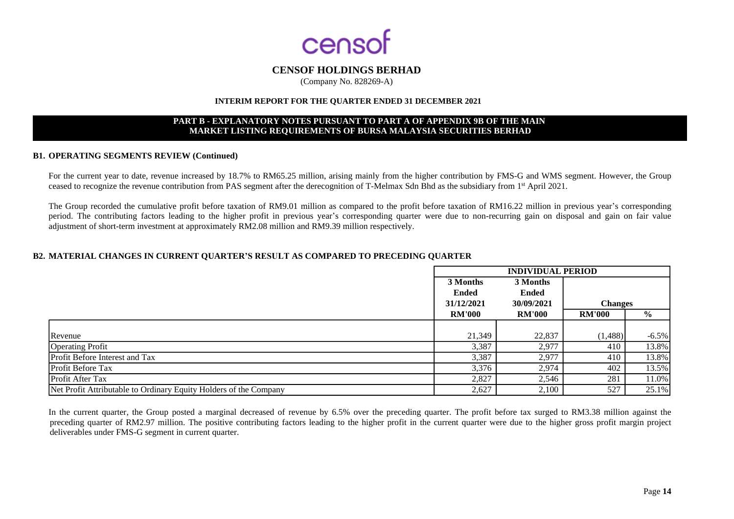# CENSOF HOLDINGS BERHAD

(Company No. 828269-A)

**INTERIM REPORT FOR THE QUARTER ENDED 31 DECEMBER 2021**

**PART B - EXPLANATORY NOTES PURSUANT TO PART A OF APPENDIX 9B OF THE MAIN MARKET LISTING REQUIREMENTS OF BURSA MALAYSIA SECURITIES BERHAD**

### B1. OPERATING SEGMENTS REVIEW (Continued)

For the current year to date, revenue increased by 18.7% to RM65.25 million, arising mainly from the higher contribution by FMS-G and WMS segment. However, the Group ceased to recognize the revenue contribution from PAS segment after the derecognition of T-Melmax Sdn Bhd as the subsidiary from 1st April 2021.

The Group recorded the cumulative profit before taxation of RM9.01 million as compared to the profit before taxation of RM16.22 million in previous year's corresponding period. The contributing factors leading to the higher profit in previous year's corresponding quarter were due to non-recurring gain on disposal and gain on fair value adjustment of short-term investment at approximately RM2.08 million and RM9.39 million respectively.

### B2. MATERIAL CHANGES IN CURRENT QUARTER'S RESULT AS COMPARED TO PRECEDING QUARTER

| | INDIVIDUAL PERIOD | | | |
|---|---|---|---|---|
| | 3 Months Ended 31/12/2021 | 3 Months Ended 30/09/2021 | Changes | |
| | RM'000 | RM'000 | RM'000 | % |
| Revenue | 21,349 | 22,837 | (1,488) | -6.5% |
| Operating Profit | 3,387 | 2,977 | 410 | 13.8% |
| Profit Before Interest and Tax | 3,387 | 2,977 | 410 | 13.8% |
| Profit Before Tax | 3,376 | 2,974 | 402 | 13.5% |
| Profit After Tax | 2,827 | 2,546 | 281 | 11.0% |
| Net Profit Attributable to Ordinary Equity Holders of the Company | 2,627 | 2,100 | 527 | 25.1% |

In the current quarter, the Group posted a marginal decreased of revenue by 6.5% over the preceding quarter. The profit before tax surged to RM3.38 million against the preceding quarter of RM2.97 million. The positive contributing factors leading to the higher profit in the current quarter were due to the higher gross profit margin project deliverables under FMS-G segment in current quarter.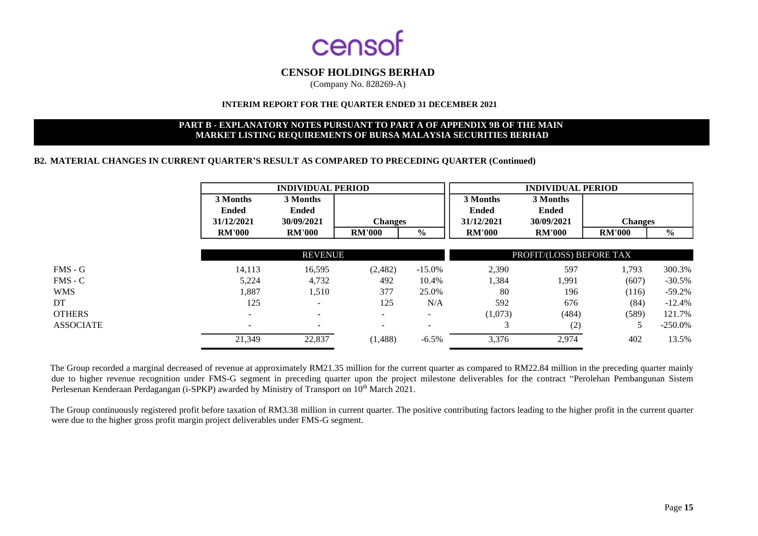# CENSOF HOLDINGS BERHAD

(Company No. 828269-A)

**INTERIM REPORT FOR THE QUARTER ENDED 31 DECEMBER 2021**

**PART B - EXPLANATORY NOTES PURSUANT TO PART A OF APPENDIX 9B OF THE MAIN MARKET LISTING REQUIREMENTS OF BURSA MALAYSIA SECURITIES BERHAD**

**B2. MATERIAL CHANGES IN CURRENT QUARTER'S RESULT AS COMPARED TO PRECEDING QUARTER (Continued)**

| | INDIVIDUAL PERIOD | | | | INDIVIDUAL PERIOD | | | |
|---|---|---|---|---|---|---|---|---|
| | 3 Months Ended 31/12/2021 | 3 Months Ended 30/09/2021 | Changes | | 3 Months Ended 31/12/2021 | 3 Months Ended 30/09/2021 | Changes | |
| | RM'000 | RM'000 | RM'000 | % | RM'000 | RM'000 | RM'000 | % |
| | REVENUE | | | | PROFIT/(LOSS) BEFORE TAX | | | |
| FMS - G | 14,113 | 16,595 | (2,482) | -15.0% | 2,390 | 597 | 1,793 | 300.3% |
| FMS - C | 5,224 | 4,732 | 492 | 10.4% | 1,384 | 1,991 | (607) | -30.5% |
| WMS | 1,887 | 1,510 | 377 | 25.0% | 80 | 196 | (116) | -59.2% |
| DT | 125 | - | 125 | N/A | 592 | 676 | (84) | -12.4% |
| OTHERS | - | - | - | - | (1,073) | (484) | (589) | 121.7% |
| ASSOCIATE | - | - | - | - | 3 | (2) | 5 | -250.0% |
| | 21,349 | 22,837 | (1,488) | -6.5% | 3,376 | 2,974 | 402 | 13.5% |

The Group recorded a marginal decreased of revenue at approximately RM21.35 million for the current quarter as compared to RM22.84 million in the preceding quarter mainly due to higher revenue recognition under FMS-G segment in preceding quarter upon the project milestone deliverables for the contract "Perolehan Pembangunan Sistem Perlesenan Kenderaan Perdagangan (i-SPKP) awarded by Ministry of Transport on 10th March 2021.

The Group continuously registered profit before taxation of RM3.38 million in current quarter. The positive contributing factors leading to the higher profit in the current quarter were due to the higher gross profit margin project deliverables under FMS-G segment.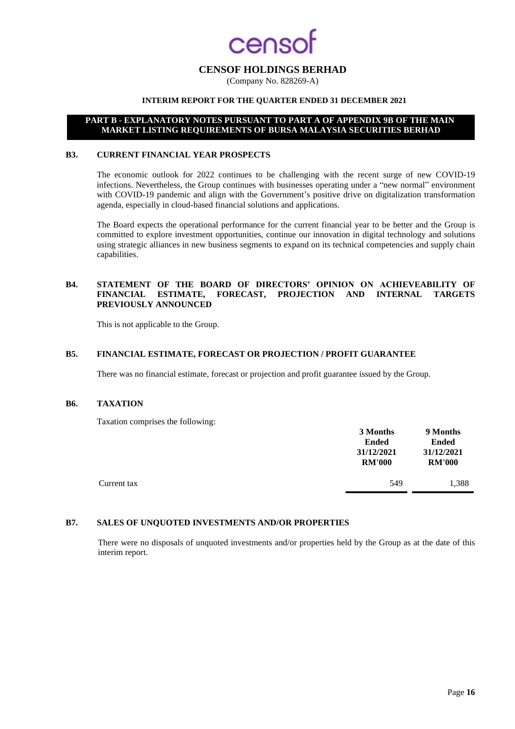# CENSOF HOLDINGS BERHAD

(Company No. 828269-A)

**INTERIM REPORT FOR THE QUARTER ENDED 31 DECEMBER 2021**

**PART B - EXPLANATORY NOTES PURSUANT TO PART A OF APPENDIX 9B OF THE MAIN MARKET LISTING REQUIREMENTS OF BURSA MALAYSIA SECURITIES BERHAD**

## B3. CURRENT FINANCIAL YEAR PROSPECTS

The economic outlook for 2022 continues to be challenging with the recent surge of new COVID-19 infections. Nevertheless, the Group continues with businesses operating under a "new normal" environment with COVID-19 pandemic and align with the Government's positive drive on digitalization transformation agenda, especially in cloud-based financial solutions and applications.

The Board expects the operational performance for the current financial year to be better and the Group is committed to explore investment opportunities, continue our innovation in digital technology and solutions using strategic alliances in new business segments to expand on its technical competencies and supply chain capabilities.

## B4. STATEMENT OF THE BOARD OF DIRECTORS' OPINION ON ACHIEVEABILITY OF FINANCIAL ESTIMATE, FORECAST, PROJECTION AND INTERNAL TARGETS PREVIOUSLY ANNOUNCED

This is not applicable to the Group.

## B5. FINANCIAL ESTIMATE, FORECAST OR PROJECTION / PROFIT GUARANTEE

There was no financial estimate, forecast or projection and profit guarantee issued by the Group.

## B6. TAXATION

Taxation comprises the following:

| | 3 Months Ended 31/12/2021 RM'000 | 9 Months Ended 31/12/2021 RM'000 |
|---|---|---|
| Current tax | 549 | 1,388 |

## B7. SALES OF UNQUOTED INVESTMENTS AND/OR PROPERTIES

There were no disposals of unquoted investments and/or properties held by the Group as at the date of this interim report.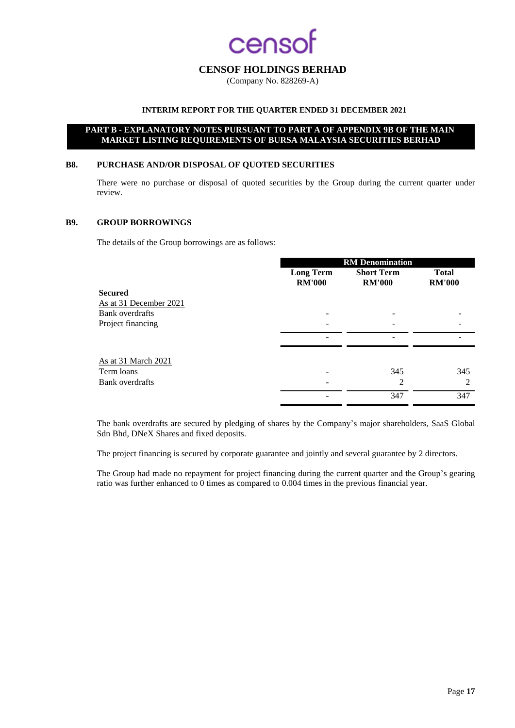censof

**CENSOF HOLDINGS BERHAD**
(Company No. 828269-A)

**INTERIM REPORT FOR THE QUARTER ENDED 31 DECEMBER 2021**

**PART B - EXPLANATORY NOTES PURSUANT TO PART A OF APPENDIX 9B OF THE MAIN MARKET LISTING REQUIREMENTS OF BURSA MALAYSIA SECURITIES BERHAD**

## B8. PURCHASE AND/OR DISPOSAL OF QUOTED SECURITIES

There were no purchase or disposal of quoted securities by the Group during the current quarter under review.

## B9. GROUP BORROWINGS

The details of the Group borrowings are as follows:

| | RM Denomination | | |
|---|---|---|---|
| | Long Term RM'000 | Short Term RM'000 | Total RM'000 |
| **Secured** | | | |
| As at 31 December 2021 | | | |
| Bank overdrafts | - | - | - |
| Project financing | - | - | - |
| | - | - | - |
| As at 31 March 2021 | | | |
| Term loans | - | 345 | 345 |
| Bank overdrafts | - | 2 | 2 |
| | - | 347 | 347 |

The bank overdrafts are secured by pledging of shares by the Company's major shareholders, SaaS Global Sdn Bhd, DNeX Shares and fixed deposits.

The project financing is secured by corporate guarantee and jointly and several guarantee by 2 directors.

The Group had made no repayment for project financing during the current quarter and the Group's gearing ratio was further enhanced to 0 times as compared to 0.004 times in the previous financial year.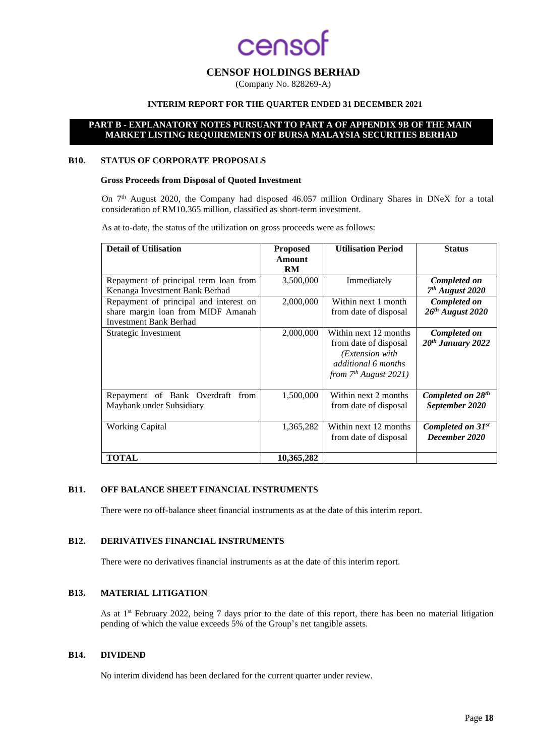# CENSOF HOLDINGS BERHAD

(Company No. 828269-A)

**INTERIM REPORT FOR THE QUARTER ENDED 31 DECEMBER 2021**

**PART B - EXPLANATORY NOTES PURSUANT TO PART A OF APPENDIX 9B OF THE MAIN MARKET LISTING REQUIREMENTS OF BURSA MALAYSIA SECURITIES BERHAD**

## B10. STATUS OF CORPORATE PROPOSALS

**Gross Proceeds from Disposal of Quoted Investment**

On 7th August 2020, the Company had disposed 46.057 million Ordinary Shares in DNeX for a total consideration of RM10.365 million, classified as short-term investment.

As at to-date, the status of the utilization on gross proceeds were as follows:

| Detail of Utilisation | Proposed Amount RM | Utilisation Period | Status |
|---|---|---|---|
| Repayment of principal term loan from Kenanga Investment Bank Berhad | 3,500,000 | Immediately | ***Completed on 7th August 2020*** |
| Repayment of principal and interest on share margin loan from MIDF Amanah Investment Bank Berhad | 2,000,000 | Within next 1 month from date of disposal | ***Completed on 26th August 2020*** |
| Strategic Investment | 2,000,000 | Within next 12 months from date of disposal *(Extension with additional 6 months from 7th August 2021)* | ***Completed on 20th January 2022*** |
| Repayment of Bank Overdraft from Maybank under Subsidiary | 1,500,000 | Within next 2 months from date of disposal | ***Completed on 28th September 2020*** |
| Working Capital | 1,365,282 | Within next 12 months from date of disposal | ***Completed on 31st December 2020*** |
| **TOTAL** | **10,365,282** | | |

## B11. OFF BALANCE SHEET FINANCIAL INSTRUMENTS

There were no off-balance sheet financial instruments as at the date of this interim report.

## B12. DERIVATIVES FINANCIAL INSTRUMENTS

There were no derivatives financial instruments as at the date of this interim report.

## B13. MATERIAL LITIGATION

As at 1st February 2022, being 7 days prior to the date of this report, there has been no material litigation pending of which the value exceeds 5% of the Group's net tangible assets.

## B14. DIVIDEND

No interim dividend has been declared for the current quarter under review.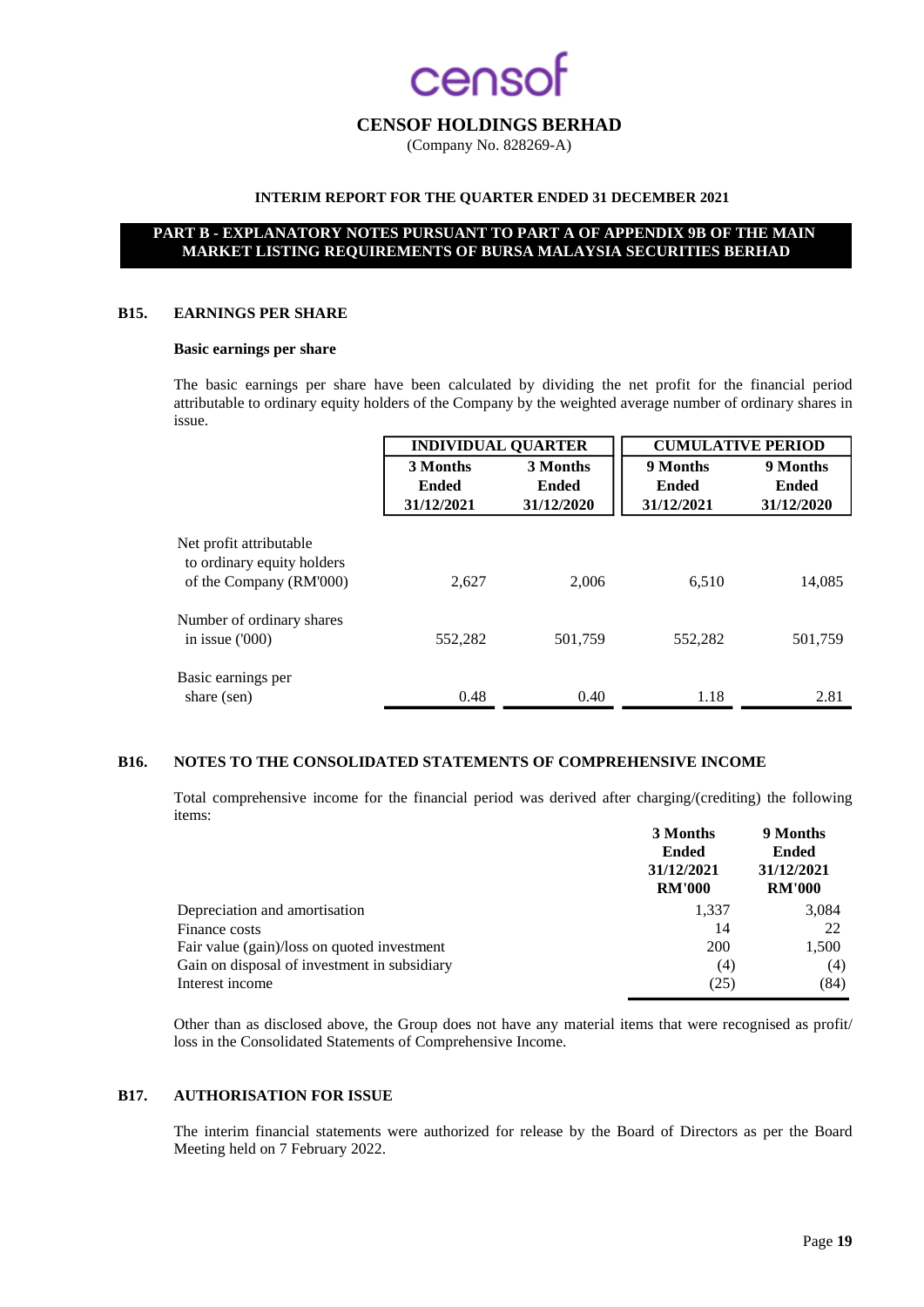censof

**CENSOF HOLDINGS BERHAD**
(Company No. 828269-A)

**INTERIM REPORT FOR THE QUARTER ENDED 31 DECEMBER 2021**

**PART B - EXPLANATORY NOTES PURSUANT TO PART A OF APPENDIX 9B OF THE MAIN MARKET LISTING REQUIREMENTS OF BURSA MALAYSIA SECURITIES BERHAD**

## B15. EARNINGS PER SHARE

**Basic earnings per share**

The basic earnings per share have been calculated by dividing the net profit for the financial period attributable to ordinary equity holders of the Company by the weighted average number of ordinary shares in issue.

| | INDIVIDUAL QUARTER | | CUMULATIVE PERIOD | |
|---|---|---|---|---|
| | 3 Months Ended 31/12/2021 | 3 Months Ended 31/12/2020 | 9 Months Ended 31/12/2021 | 9 Months Ended 31/12/2020 |
| Net profit attributable to ordinary equity holders of the Company (RM'000) | 2,627 | 2,006 | 6,510 | 14,085 |
| Number of ordinary shares in issue ('000) | 552,282 | 501,759 | 552,282 | 501,759 |
| Basic earnings per share (sen) | 0.48 | 0.40 | 1.18 | 2.81 |

## B16. NOTES TO THE CONSOLIDATED STATEMENTS OF COMPREHENSIVE INCOME

Total comprehensive income for the financial period was derived after charging/(crediting) the following items:

| | 3 Months Ended 31/12/2021 RM'000 | 9 Months Ended 31/12/2021 RM'000 |
|---|---|---|
| Depreciation and amortisation | 1,337 | 3,084 |
| Finance costs | 14 | 22 |
| Fair value (gain)/loss on quoted investment | 200 | 1,500 |
| Gain on disposal of investment in subsidiary | (4) | (4) |
| Interest income | (25) | (84) |

Other than as disclosed above, the Group does not have any material items that were recognised as profit/ loss in the Consolidated Statements of Comprehensive Income.

## B17. AUTHORISATION FOR ISSUE

The interim financial statements were authorized for release by the Board of Directors as per the Board Meeting held on 7 February 2022.